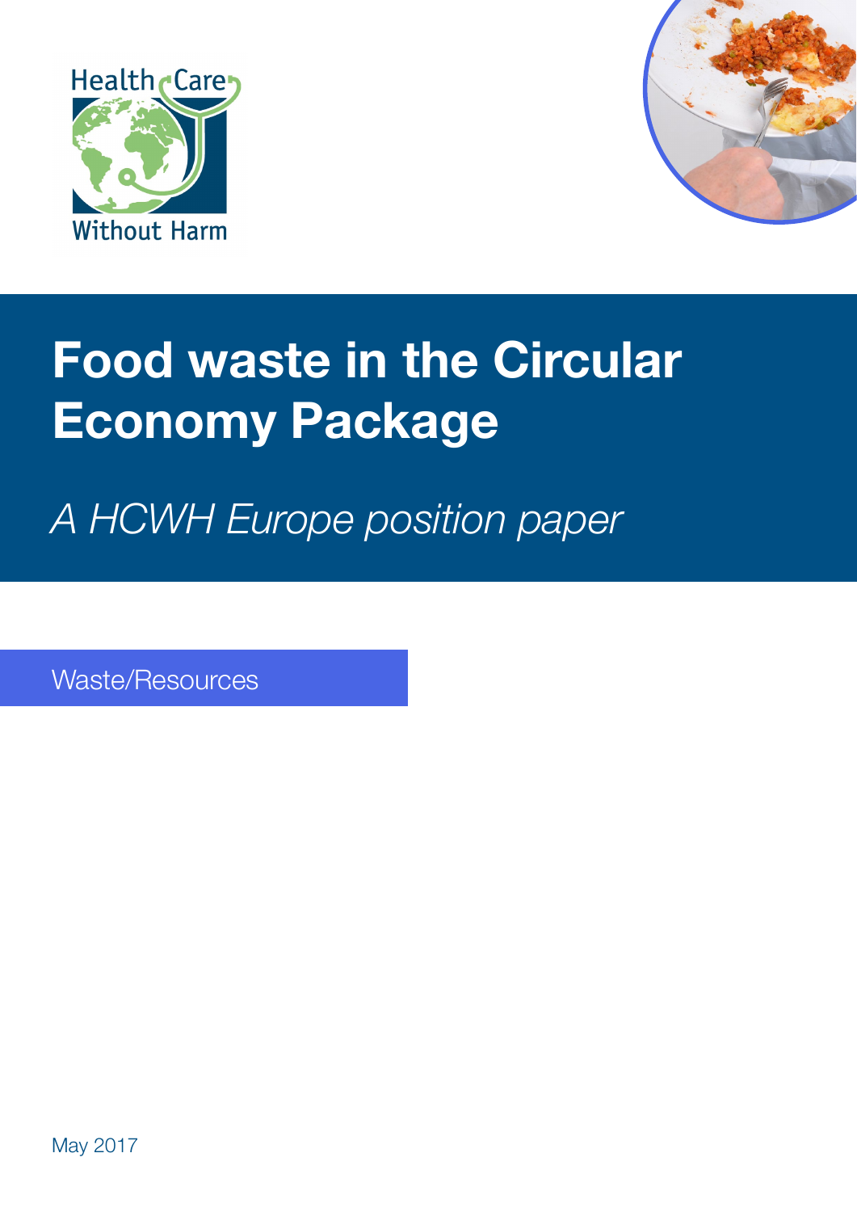Health Care Without Harm

# Food waste in the Circular Economy Package

*A HCWH Europe position paper*

Waste/Resources

May 2017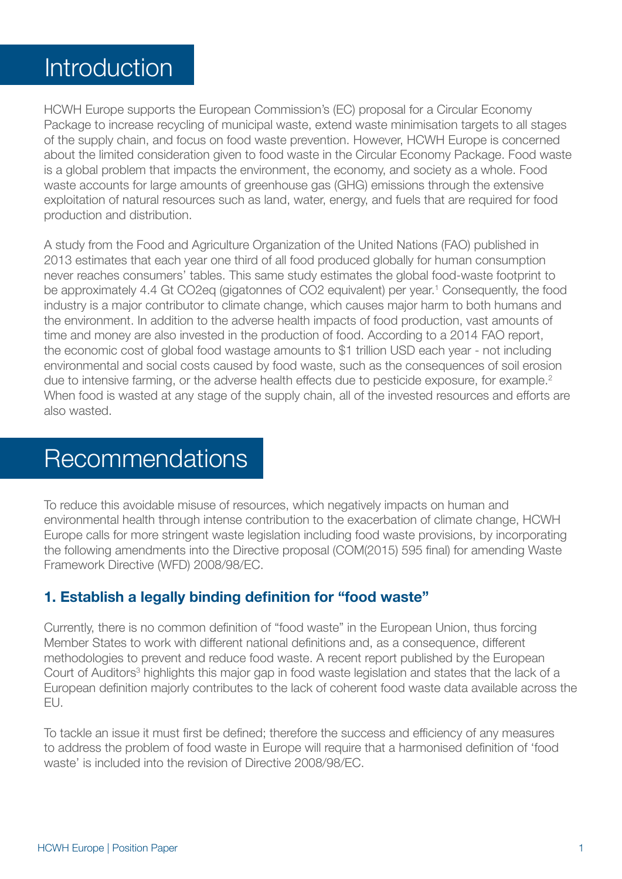# Introduction

HCWH Europe supports the European Commission's (EC) proposal for a Circular Economy Package to increase recycling of municipal waste, extend waste minimisation targets to all stages of the supply chain, and focus on food waste prevention. However, HCWH Europe is concerned about the limited consideration given to food waste in the Circular Economy Package. Food waste is a global problem that impacts the environment, the economy, and society as a whole. Food waste accounts for large amounts of greenhouse gas (GHG) emissions through the extensive exploitation of natural resources such as land, water, energy, and fuels that are required for food production and distribution.

A study from the Food and Agriculture Organization of the United Nations (FAO) published in 2013 estimates that each year one third of all food produced globally for human consumption never reaches consumers' tables. This same study estimates the global food-waste footprint to be approximately 4.4 Gt CO2eq (gigatonnes of CO2 equivalent) per year.[1] Consequently, the food industry is a major contributor to climate change, which causes major harm to both humans and the environment. In addition to the adverse health impacts of food production, vast amounts of time and money are also invested in the production of food. According to a 2014 FAO report, the economic cost of global food wastage amounts to $1 trillion USD each year - not including environmental and social costs caused by food waste, such as the consequences of soil erosion due to intensive farming, or the adverse health effects due to pesticide exposure, for example.[2] When food is wasted at any stage of the supply chain, all of the invested resources and efforts are also wasted.

# Recommendations

To reduce this avoidable misuse of resources, which negatively impacts on human and environmental health through intense contribution to the exacerbation of climate change, HCWH Europe calls for more stringent waste legislation including food waste provisions, by incorporating the following amendments into the Directive proposal (COM(2015) 595 final) for amending Waste Framework Directive (WFD) 2008/98/EC.

### 1. Establish a legally binding definition for "food waste"

Currently, there is no common definition of "food waste" in the European Union, thus forcing Member States to work with different national definitions and, as a consequence, different methodologies to prevent and reduce food waste. A recent report published by the European Court of Auditors[3] highlights this major gap in food waste legislation and states that the lack of a European definition majorly contributes to the lack of coherent food waste data available across the EU.

To tackle an issue it must first be defined; therefore the success and efficiency of any measures to address the problem of food waste in Europe will require that a harmonised definition of 'food waste' is included into the revision of Directive 2008/98/EC.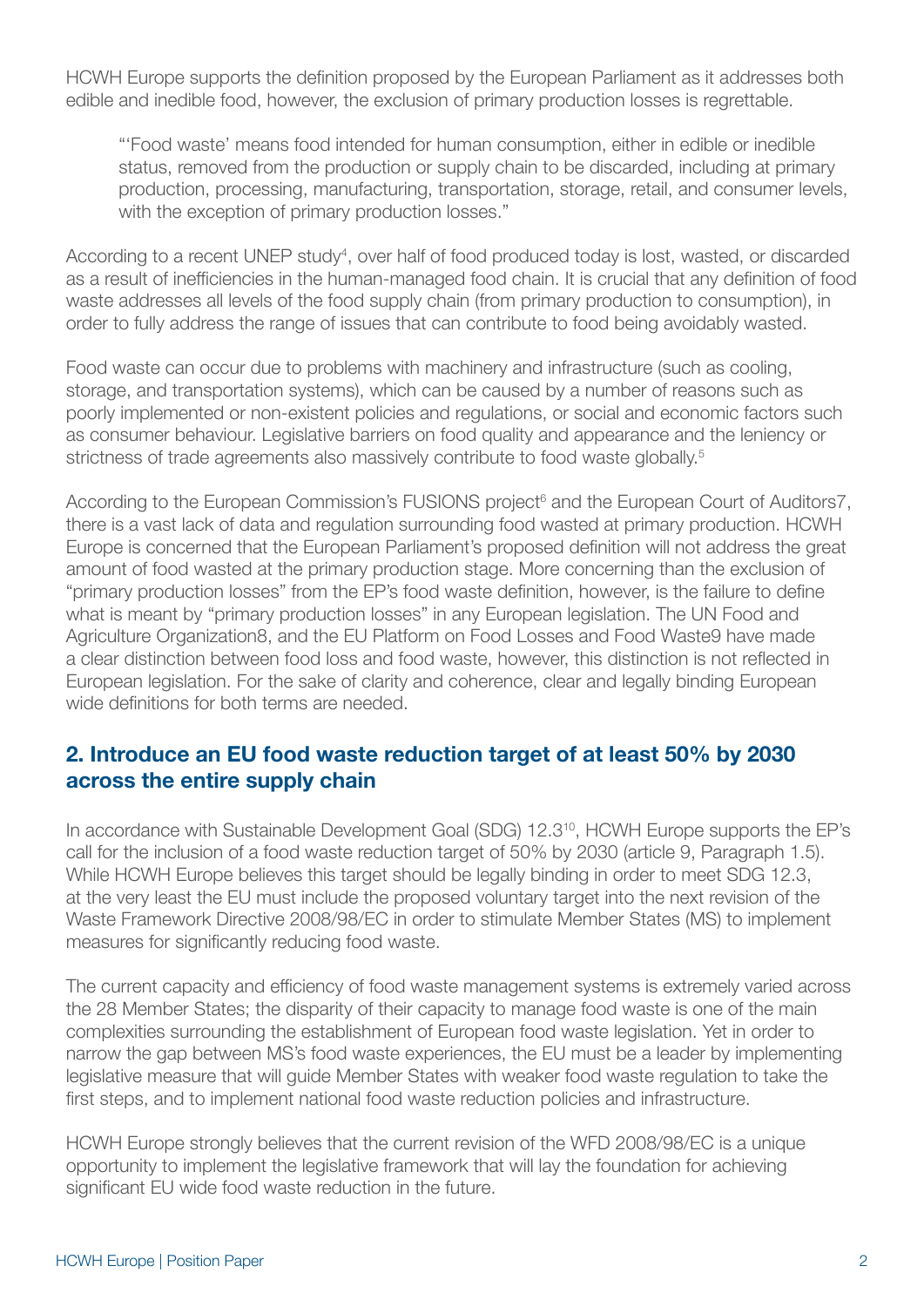HCWH Europe supports the definition proposed by the European Parliament as it addresses both edible and inedible food, however, the exclusion of primary production losses is regrettable.

> "'Food waste' means food intended for human consumption, either in edible or inedible status, removed from the production or supply chain to be discarded, including at primary production, processing, manufacturing, transportation, storage, retail, and consumer levels, with the exception of primary production losses."

According to a recent UNEP study[4], over half of food produced today is lost, wasted, or discarded as a result of inefficiencies in the human-managed food chain. It is crucial that any definition of food waste addresses all levels of the food supply chain (from primary production to consumption), in order to fully address the range of issues that can contribute to food being avoidably wasted.

Food waste can occur due to problems with machinery and infrastructure (such as cooling, storage, and transportation systems), which can be caused by a number of reasons such as poorly implemented or non-existent policies and regulations, or social and economic factors such as consumer behaviour. Legislative barriers on food quality and appearance and the leniency or strictness of trade agreements also massively contribute to food waste globally.[5]

According to the European Commission's FUSIONS project[6] and the European Court of Auditors7, there is a vast lack of data and regulation surrounding food wasted at primary production. HCWH Europe is concerned that the European Parliament's proposed definition will not address the great amount of food wasted at the primary production stage. More concerning than the exclusion of "primary production losses" from the EP's food waste definition, however, is the failure to define what is meant by "primary production losses" in any European legislation. The UN Food and Agriculture Organization8, and the EU Platform on Food Losses and Food Waste9 have made a clear distinction between food loss and food waste, however, this distinction is not reflected in European legislation. For the sake of clarity and coherence, clear and legally binding European wide definitions for both terms are needed.

## 2. Introduce an EU food waste reduction target of at least 50% by 2030 across the entire supply chain

In accordance with Sustainable Development Goal (SDG) 12.3[10], HCWH Europe supports the EP's call for the inclusion of a food waste reduction target of 50% by 2030 (article 9, Paragraph 1.5). While HCWH Europe believes this target should be legally binding in order to meet SDG 12.3, at the very least the EU must include the proposed voluntary target into the next revision of the Waste Framework Directive 2008/98/EC in order to stimulate Member States (MS) to implement measures for significantly reducing food waste.

The current capacity and efficiency of food waste management systems is extremely varied across the 28 Member States; the disparity of their capacity to manage food waste is one of the main complexities surrounding the establishment of European food waste legislation. Yet in order to narrow the gap between MS's food waste experiences, the EU must be a leader by implementing legislative measure that will guide Member States with weaker food waste regulation to take the first steps, and to implement national food waste reduction policies and infrastructure.

HCWH Europe strongly believes that the current revision of the WFD 2008/98/EC is a unique opportunity to implement the legislative framework that will lay the foundation for achieving significant EU wide food waste reduction in the future.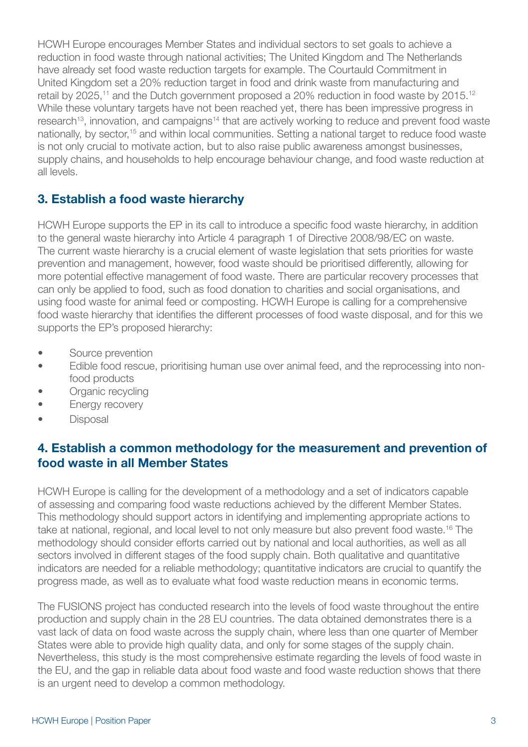HCWH Europe encourages Member States and individual sectors to set goals to achieve a reduction in food waste through national activities; The United Kingdom and The Netherlands have already set food waste reduction targets for example. The Courtauld Commitment in United Kingdom set a 20% reduction target in food and drink waste from manufacturing and retail by 2025,[11] and the Dutch government proposed a 20% reduction in food waste by 2015.[12] While these voluntary targets have not been reached yet, there has been impressive progress in research[13], innovation, and campaigns[14] that are actively working to reduce and prevent food waste nationally, by sector,[15] and within local communities. Setting a national target to reduce food waste is not only crucial to motivate action, but to also raise public awareness amongst businesses, supply chains, and households to help encourage behaviour change, and food waste reduction at all levels.

## 3. Establish a food waste hierarchy

HCWH Europe supports the EP in its call to introduce a specific food waste hierarchy, in addition to the general waste hierarchy into Article 4 paragraph 1 of Directive 2008/98/EC on waste. The current waste hierarchy is a crucial element of waste legislation that sets priorities for waste prevention and management, however, food waste should be prioritised differently, allowing for more potential effective management of food waste. There are particular recovery processes that can only be applied to food, such as food donation to charities and social organisations, and using food waste for animal feed or composting. HCWH Europe is calling for a comprehensive food waste hierarchy that identifies the different processes of food waste disposal, and for this we supports the EP's proposed hierarchy:

- Source prevention
- Edible food rescue, prioritising human use over animal feed, and the reprocessing into non-food products
- Organic recycling
- Energy recovery
- Disposal

## 4. Establish a common methodology for the measurement and prevention of food waste in all Member States

HCWH Europe is calling for the development of a methodology and a set of indicators capable of assessing and comparing food waste reductions achieved by the different Member States. This methodology should support actors in identifying and implementing appropriate actions to take at national, regional, and local level to not only measure but also prevent food waste.[16] The methodology should consider efforts carried out by national and local authorities, as well as all sectors involved in different stages of the food supply chain. Both qualitative and quantitative indicators are needed for a reliable methodology; quantitative indicators are crucial to quantify the progress made, as well as to evaluate what food waste reduction means in economic terms.

The FUSIONS project has conducted research into the levels of food waste throughout the entire production and supply chain in the 28 EU countries. The data obtained demonstrates there is a vast lack of data on food waste across the supply chain, where less than one quarter of Member States were able to provide high quality data, and only for some stages of the supply chain. Nevertheless, this study is the most comprehensive estimate regarding the levels of food waste in the EU, and the gap in reliable data about food waste and food waste reduction shows that there is an urgent need to develop a common methodology.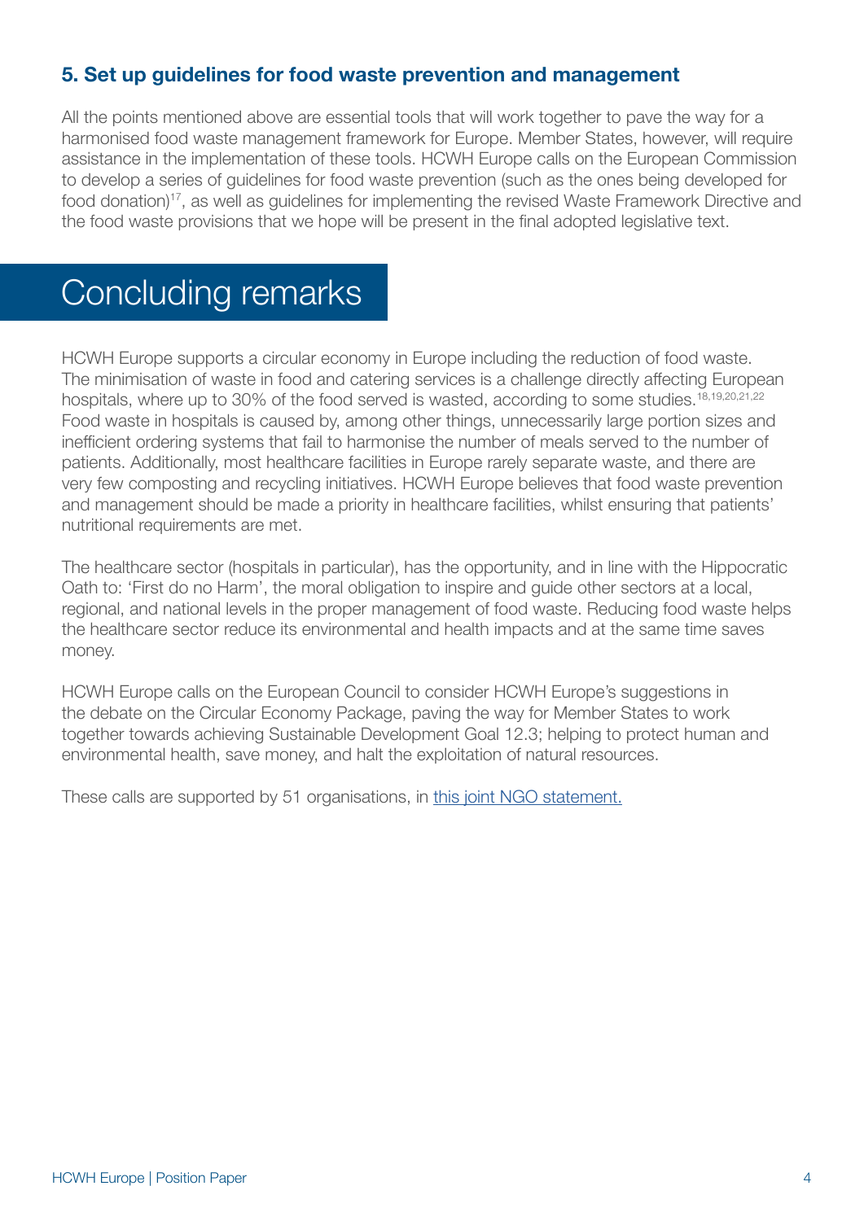### 5. Set up guidelines for food waste prevention and management

All the points mentioned above are essential tools that will work together to pave the way for a harmonised food waste management framework for Europe. Member States, however, will require assistance in the implementation of these tools. HCWH Europe calls on the European Commission to develop a series of guidelines for food waste prevention (such as the ones being developed for food donation)[17], as well as guidelines for implementing the revised Waste Framework Directive and the food waste provisions that we hope will be present in the final adopted legislative text.

## Concluding remarks

HCWH Europe supports a circular economy in Europe including the reduction of food waste. The minimisation of waste in food and catering services is a challenge directly affecting European hospitals, where up to 30% of the food served is wasted, according to some studies.[18,19,20,21,22] Food waste in hospitals is caused by, among other things, unnecessarily large portion sizes and inefficient ordering systems that fail to harmonise the number of meals served to the number of patients. Additionally, most healthcare facilities in Europe rarely separate waste, and there are very few composting and recycling initiatives. HCWH Europe believes that food waste prevention and management should be made a priority in healthcare facilities, whilst ensuring that patients' nutritional requirements are met.

The healthcare sector (hospitals in particular), has the opportunity, and in line with the Hippocratic Oath to: 'First do no Harm', the moral obligation to inspire and guide other sectors at a local, regional, and national levels in the proper management of food waste. Reducing food waste helps the healthcare sector reduce its environmental and health impacts and at the same time saves money.

HCWH Europe calls on the European Council to consider HCWH Europe's suggestions in the debate on the Circular Economy Package, paving the way for Member States to work together towards achieving Sustainable Development Goal 12.3; helping to protect human and environmental health, save money, and halt the exploitation of natural resources.

These calls are supported by 51 organisations, in this joint NGO statement.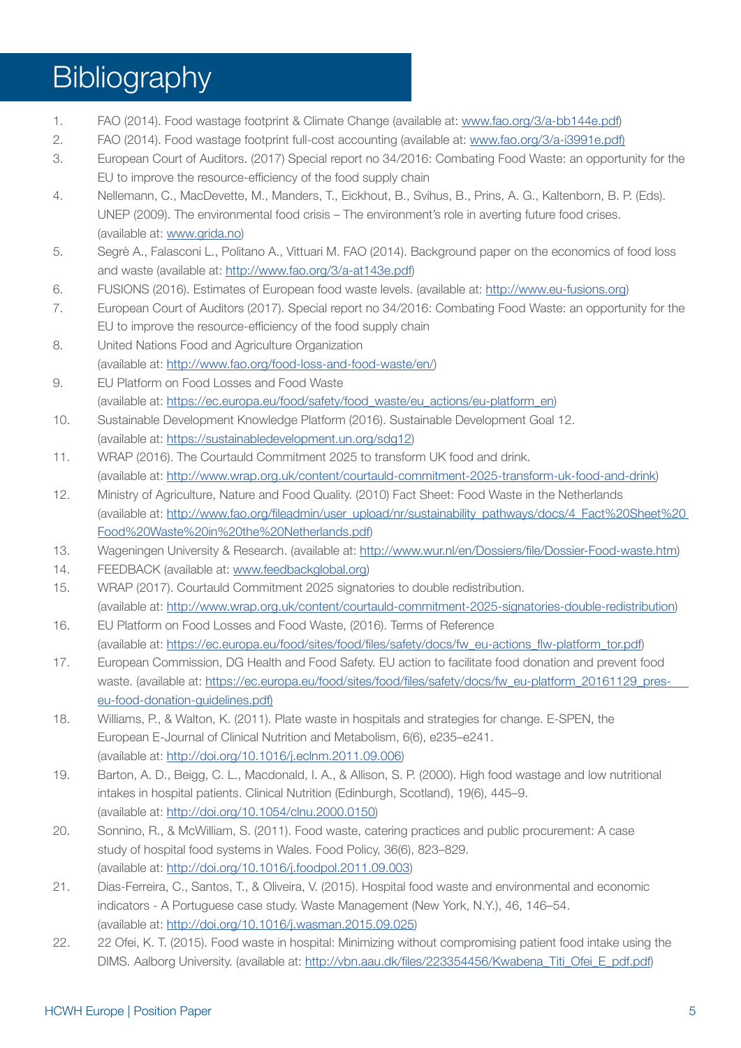# Bibliography

1. FAO (2014). Food wastage footprint & Climate Change (available at: www.fao.org/3/a-bb144e.pdf)
2. FAO (2014). Food wastage footprint full-cost accounting (available at: www.fao.org/3/a-i3991e.pdf)
3. European Court of Auditors. (2017) Special report no 34/2016: Combating Food Waste: an opportunity for the EU to improve the resource-efficiency of the food supply chain
4. Nellemann, C., MacDevette, M., Manders, T., Eickhout, B., Svihus, B., Prins, A. G., Kaltenborn, B. P. (Eds). UNEP (2009). The environmental food crisis – The environment's role in averting future food crises. (available at: www.grida.no)
5. Segrè A., Falasconi L., Politano A., Vittuari M. FAO (2014). Background paper on the economics of food loss and waste (available at: http://www.fao.org/3/a-at143e.pdf)
6. FUSIONS (2016). Estimates of European food waste levels. (available at: http://www.eu-fusions.org)
7. European Court of Auditors (2017). Special report no 34/2016: Combating Food Waste: an opportunity for the EU to improve the resource-efficiency of the food supply chain
8. United Nations Food and Agriculture Organization (available at: http://www.fao.org/food-loss-and-food-waste/en/)
9. EU Platform on Food Losses and Food Waste (available at: https://ec.europa.eu/food/safety/food_waste/eu_actions/eu-platform_en)
10. Sustainable Development Knowledge Platform (2016). Sustainable Development Goal 12. (available at: https://sustainabledevelopment.un.org/sdg12)
11. WRAP (2016). The Courtauld Commitment 2025 to transform UK food and drink. (available at: http://www.wrap.org.uk/content/courtauld-commitment-2025-transform-uk-food-and-drink)
12. Ministry of Agriculture, Nature and Food Quality. (2010) Fact Sheet: Food Waste in the Netherlands (available at: http://www.fao.org/fileadmin/user_upload/nr/sustainability_pathways/docs/4_Fact%20Sheet%20Food%20Waste%20in%20the%20Netherlands.pdf)
13. Wageningen University & Research. (available at: http://www.wur.nl/en/Dossiers/file/Dossier-Food-waste.htm)
14. FEEDBACK (available at: www.feedbackglobal.org)
15. WRAP (2017). Courtauld Commitment 2025 signatories to double redistribution. (available at: http://www.wrap.org.uk/content/courtauld-commitment-2025-signatories-double-redistribution)
16. EU Platform on Food Losses and Food Waste, (2016). Terms of Reference (available at: https://ec.europa.eu/food/sites/food/files/safety/docs/fw_eu-actions_flw-platform_tor.pdf)
17. European Commission, DG Health and Food Safety. EU action to facilitate food donation and prevent food waste. (available at: https://ec.europa.eu/food/sites/food/files/safety/docs/fw_eu-platform_20161129_pres-eu-food-donation-guidelines.pdf)
18. Williams, P., & Walton, K. (2011). Plate waste in hospitals and strategies for change. E-SPEN, the European E-Journal of Clinical Nutrition and Metabolism, 6(6), e235–e241. (available at: http://doi.org/10.1016/j.eclnm.2011.09.006)
19. Barton, A. D., Beigg, C. L., Macdonald, I. A., & Allison, S. P. (2000). High food wastage and low nutritional intakes in hospital patients. Clinical Nutrition (Edinburgh, Scotland), 19(6), 445–9. (available at: http://doi.org/10.1054/clnu.2000.0150)
20. Sonnino, R., & McWilliam, S. (2011). Food waste, catering practices and public procurement: A case study of hospital food systems in Wales. Food Policy, 36(6), 823–829. (available at: http://doi.org/10.1016/j.foodpol.2011.09.003)
21. Dias-Ferreira, C., Santos, T., & Oliveira, V. (2015). Hospital food waste and environmental and economic indicators - A Portuguese case study. Waste Management (New York, N.Y.), 46, 146–54. (available at: http://doi.org/10.1016/j.wasman.2015.09.025)
22. 22 Ofei, K. T. (2015). Food waste in hospital: Minimizing without compromising patient food intake using the DIMS. Aalborg University. (available at: http://vbn.aau.dk/files/223354456/Kwabena_Titi_Ofei_E_pdf.pdf)